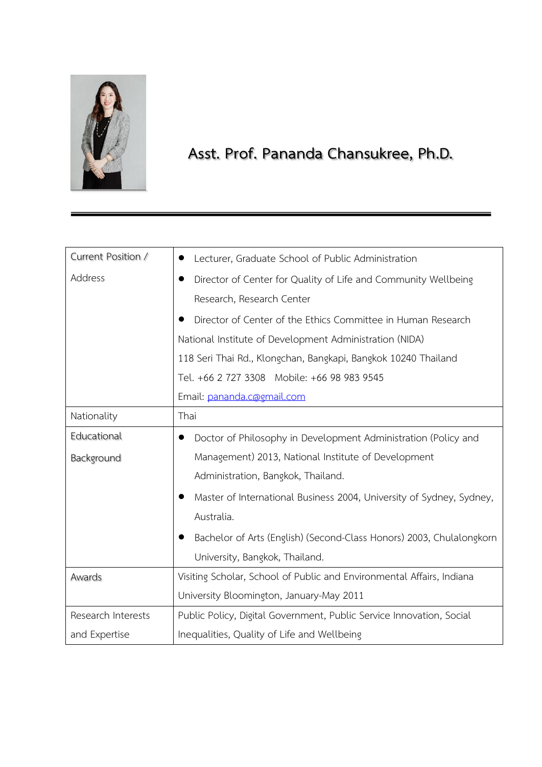# Asst. Prof. Pananda Chansukree, Ph.D.

| | |
|---|---|
| Current Position / Address | • Lecturer, Graduate School of Public Administration<br>• Director of Center for Quality of Life and Community Wellbeing Research, Research Center<br>• Director of Center of the Ethics Committee in Human Research<br>National Institute of Development Administration (NIDA)<br>118 Seri Thai Rd., Klongchan, Bangkapi, Bangkok 10240 Thailand<br>Tel. +66 2 727 3308 Mobile: +66 98 983 9545<br>Email: pananda.c@gmail.com |
| Nationality | Thai |
| Educational Background | • Doctor of Philosophy in Development Administration (Policy and Management) 2013, National Institute of Development Administration, Bangkok, Thailand.<br>• Master of International Business 2004, University of Sydney, Sydney, Australia.<br>• Bachelor of Arts (English) (Second-Class Honors) 2003, Chulalongkorn University, Bangkok, Thailand. |
| Awards | Visiting Scholar, School of Public and Environmental Affairs, Indiana University Bloomington, January-May 2011 |
| Research Interests and Expertise | Public Policy, Digital Government, Public Service Innovation, Social Inequalities, Quality of Life and Wellbeing |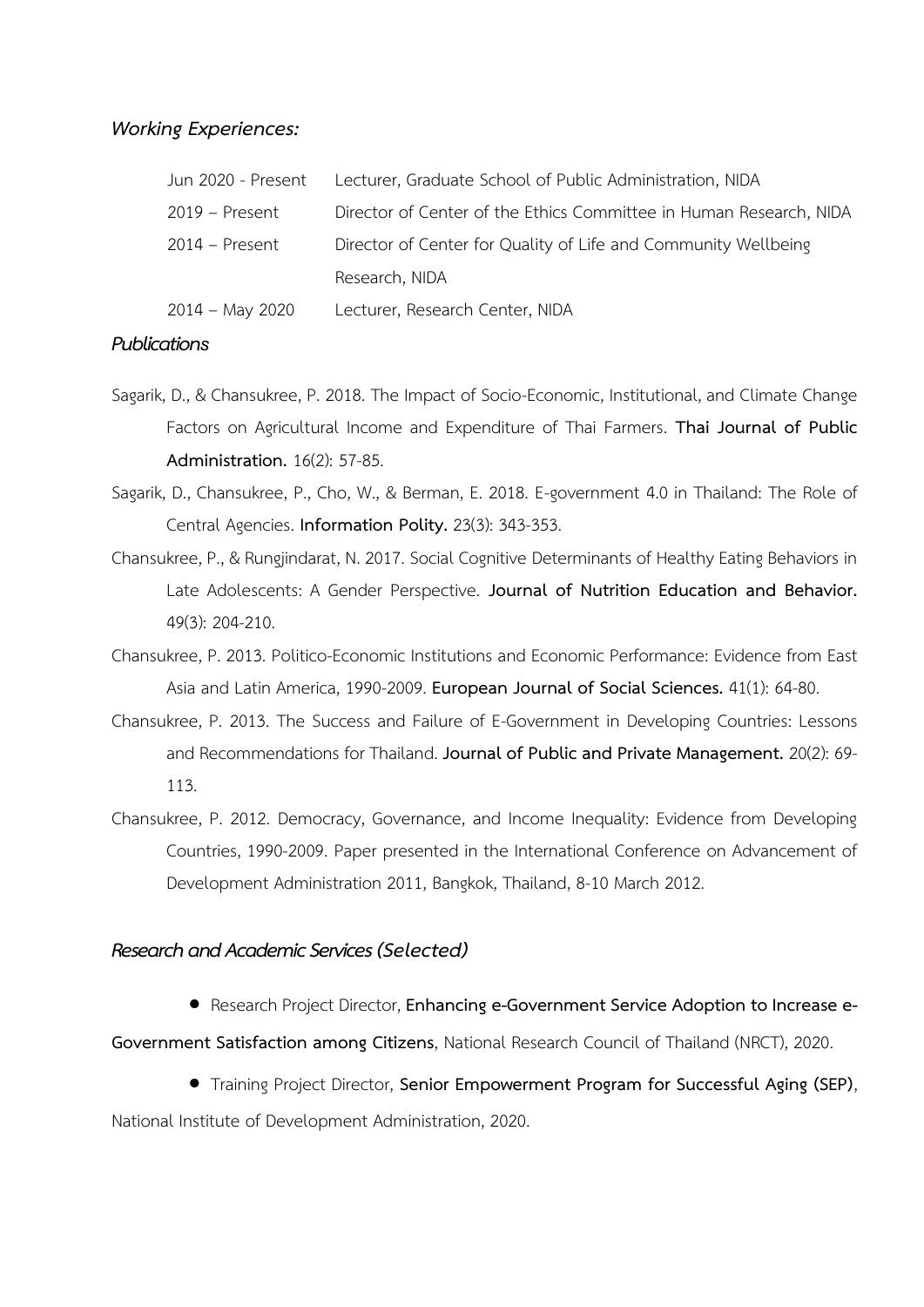### *Working Experiences:*

| | |
|---|---|
| Jun 2020 - Present | Lecturer, Graduate School of Public Administration, NIDA |
| 2019 – Present | Director of Center of the Ethics Committee in Human Research, NIDA |
| 2014 – Present | Director of Center for Quality of Life and Community Wellbeing Research, NIDA |
| 2014 – May 2020 | Lecturer, Research Center, NIDA |

### *Publications*

Sagarik, D., & Chansukree, P. 2018. The Impact of Socio-Economic, Institutional, and Climate Change Factors on Agricultural Income and Expenditure of Thai Farmers. **Thai Journal of Public Administration.** 16(2): 57-85.

Sagarik, D., Chansukree, P., Cho, W., & Berman, E. 2018. E-government 4.0 in Thailand: The Role of Central Agencies. **Information Polity.** 23(3): 343-353.

Chansukree, P., & Rungjindarat, N. 2017. Social Cognitive Determinants of Healthy Eating Behaviors in Late Adolescents: A Gender Perspective. **Journal of Nutrition Education and Behavior.** 49(3): 204-210.

Chansukree, P. 2013. Politico-Economic Institutions and Economic Performance: Evidence from East Asia and Latin America, 1990-2009. **European Journal of Social Sciences.** 41(1): 64-80.

Chansukree, P. 2013. The Success and Failure of E-Government in Developing Countries: Lessons and Recommendations for Thailand. **Journal of Public and Private Management.** 20(2): 69-113.

Chansukree, P. 2012. Democracy, Governance, and Income Inequality: Evidence from Developing Countries, 1990-2009. Paper presented in the International Conference on Advancement of Development Administration 2011, Bangkok, Thailand, 8-10 March 2012.

### *Research and Academic Services (Selected)*

- Research Project Director, **Enhancing e-Government Service Adoption to Increase e-Government Satisfaction among Citizens**, National Research Council of Thailand (NRCT), 2020.
- Training Project Director, **Senior Empowerment Program for Successful Aging (SEP)**, National Institute of Development Administration, 2020.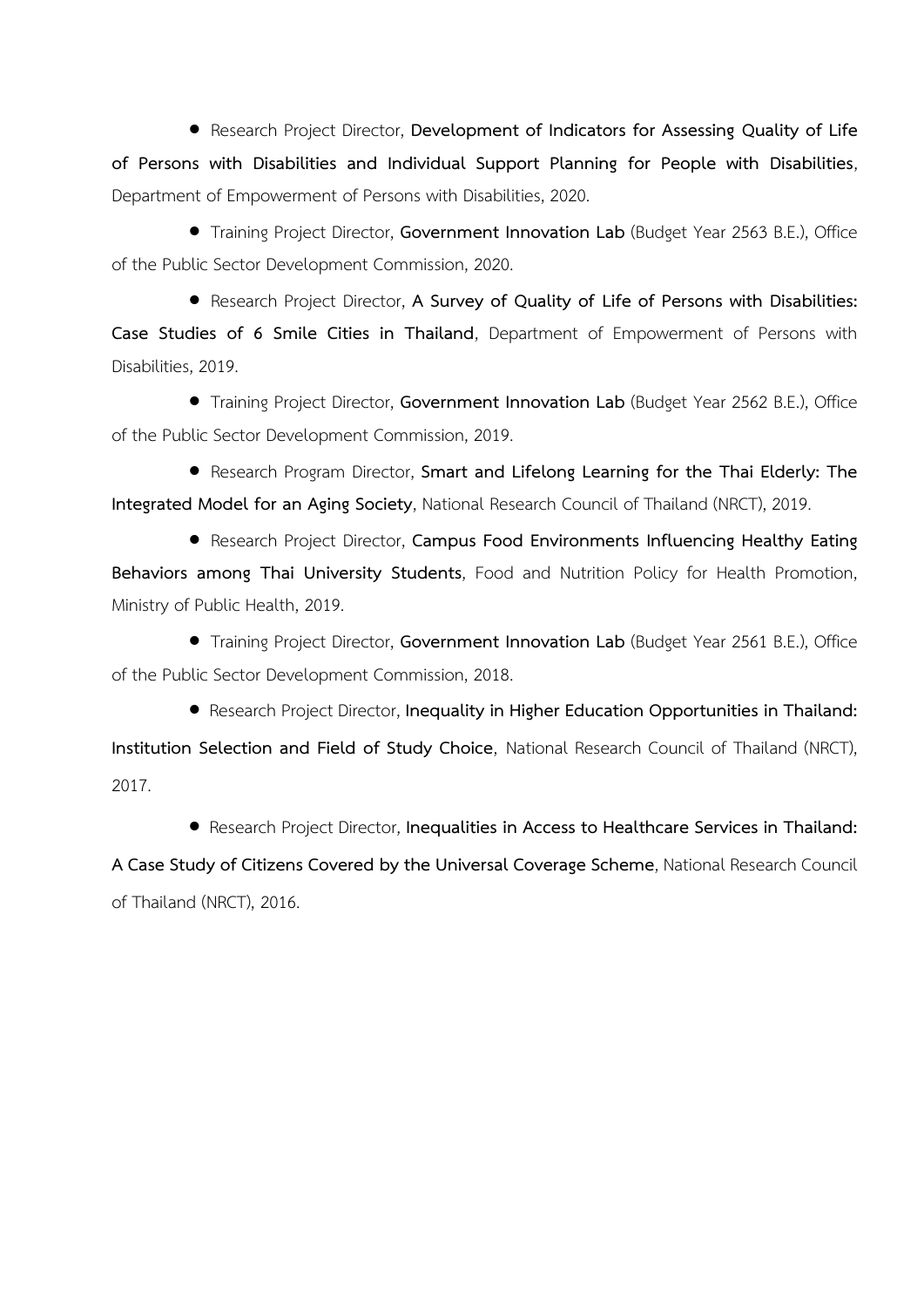- Research Project Director, **Development of Indicators for Assessing Quality of Life of Persons with Disabilities and Individual Support Planning for People with Disabilities**, Department of Empowerment of Persons with Disabilities, 2020.

- Training Project Director, **Government Innovation Lab** (Budget Year 2563 B.E.), Office of the Public Sector Development Commission, 2020.

- Research Project Director, **A Survey of Quality of Life of Persons with Disabilities: Case Studies of 6 Smile Cities in Thailand**, Department of Empowerment of Persons with Disabilities, 2019.

- Training Project Director, **Government Innovation Lab** (Budget Year 2562 B.E.), Office of the Public Sector Development Commission, 2019.

- Research Program Director, **Smart and Lifelong Learning for the Thai Elderly: The Integrated Model for an Aging Society**, National Research Council of Thailand (NRCT), 2019.

- Research Project Director, **Campus Food Environments Influencing Healthy Eating Behaviors among Thai University Students**, Food and Nutrition Policy for Health Promotion, Ministry of Public Health, 2019.

- Training Project Director, **Government Innovation Lab** (Budget Year 2561 B.E.), Office of the Public Sector Development Commission, 2018.

- Research Project Director, **Inequality in Higher Education Opportunities in Thailand: Institution Selection and Field of Study Choice**, National Research Council of Thailand (NRCT), 2017.

- Research Project Director, **Inequalities in Access to Healthcare Services in Thailand: A Case Study of Citizens Covered by the Universal Coverage Scheme**, National Research Council of Thailand (NRCT), 2016.